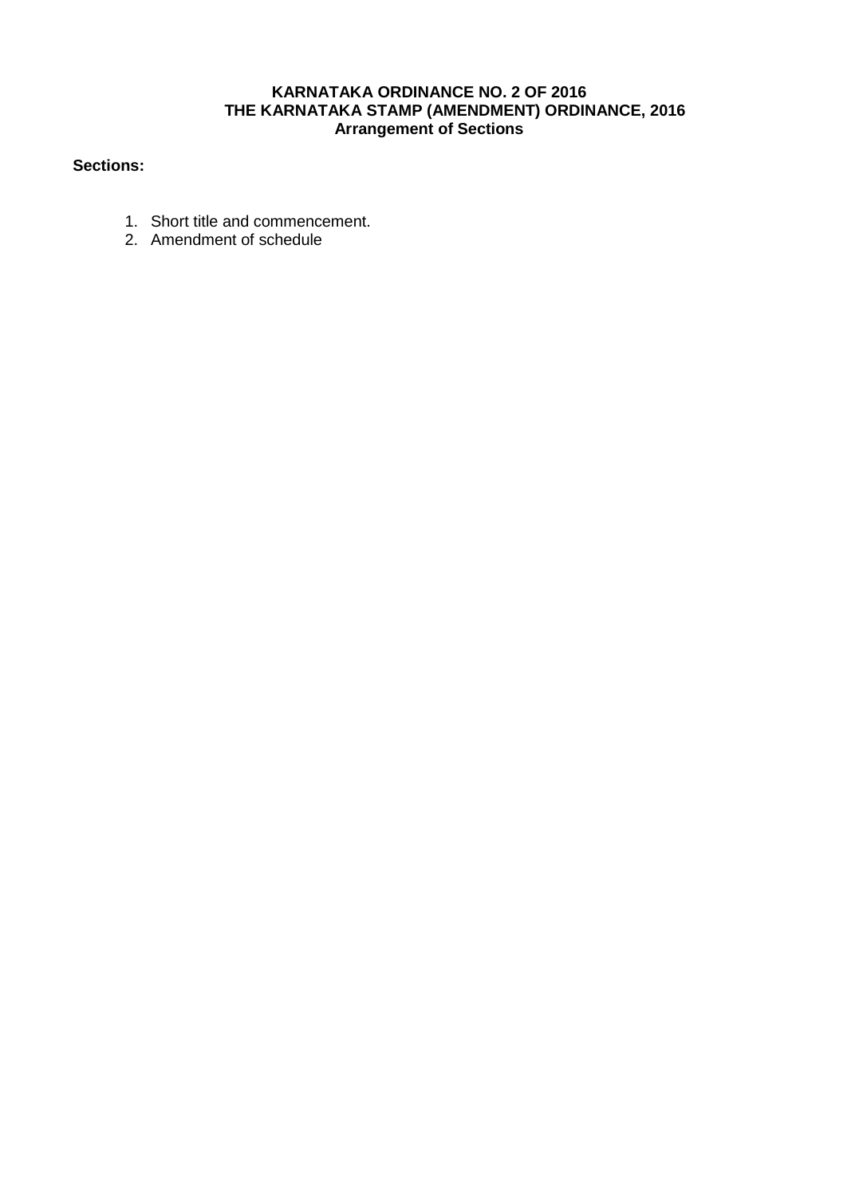# KARNATAKA ORDINANCE NO. 2 OF 2016
## THE KARNATAKA STAMP (AMENDMENT) ORDINANCE, 2016
### Arrangement of Sections

**Sections:**

1. Short title and commencement.
2. Amendment of schedule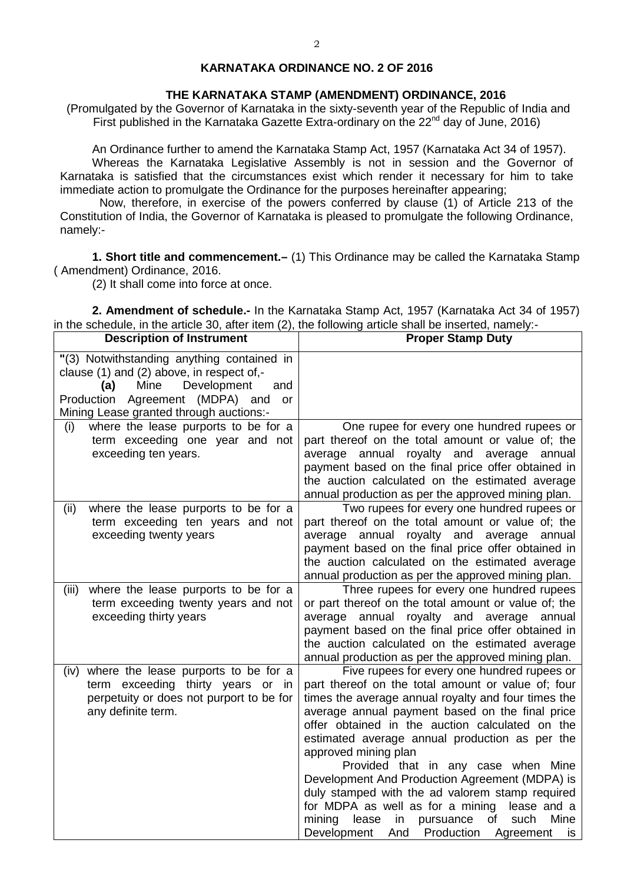**KARNATAKA ORDINANCE NO. 2 OF 2016**

**THE KARNATAKA STAMP (AMENDMENT) ORDINANCE, 2016**

(Promulgated by the Governor of Karnataka in the sixty-seventh year of the Republic of India and First published in the Karnataka Gazette Extra-ordinary on the 22nd day of June, 2016)

An Ordinance further to amend the Karnataka Stamp Act, 1957 (Karnataka Act 34 of 1957).

Whereas the Karnataka Legislative Assembly is not in session and the Governor of Karnataka is satisfied that the circumstances exist which render it necessary for him to take immediate action to promulgate the Ordinance for the purposes hereinafter appearing;

Now, therefore, in exercise of the powers conferred by clause (1) of Article 213 of the Constitution of India, the Governor of Karnataka is pleased to promulgate the following Ordinance, namely:-

**1. Short title and commencement.–** (1) This Ordinance may be called the Karnataka Stamp ( Amendment) Ordinance, 2016.

(2) It shall come into force at once.

**2. Amendment of schedule.-** In the Karnataka Stamp Act, 1957 (Karnataka Act 34 of 1957) in the schedule, in the article 30, after item (2), the following article shall be inserted, namely:-

| Description of Instrument | Proper Stamp Duty |
|---|---|
| "(3) Notwithstanding anything contained in clause (1) and (2) above, in respect of,- **(a)** Mine Development and Production Agreement (MDPA) and or Mining Lease granted through auctions:- | |
| (i) where the lease purports to be for a term exceeding one year and not exceeding ten years. | One rupee for every one hundred rupees or part thereof on the total amount or value of; the average annual royalty and average annual payment based on the final price offer obtained in the auction calculated on the estimated average annual production as per the approved mining plan. |
| (ii) where the lease purports to be for a term exceeding ten years and not exceeding twenty years | Two rupees for every one hundred rupees or part thereof on the total amount or value of; the average annual royalty and average annual payment based on the final price offer obtained in the auction calculated on the estimated average annual production as per the approved mining plan. |
| (iii) where the lease purports to be for a term exceeding twenty years and not exceeding thirty years | Three rupees for every one hundred rupees or part thereof on the total amount or value of; the average annual royalty and average annual payment based on the final price offer obtained in the auction calculated on the estimated average annual production as per the approved mining plan. |
| (iv) where the lease purports to be for a term exceeding thirty years or in perpetuity or does not purport to be for any definite term. | Five rupees for every one hundred rupees or part thereof on the total amount or value of; four times the average annual royalty and four times the average annual payment based on the final price offer obtained in the auction calculated on the estimated average annual production as per the approved mining plan<br>Provided that in any case when Mine Development And Production Agreement (MDPA) is duly stamped with the ad valorem stamp required for MDPA as well as for a mining lease and a mining lease in pursuance of such Mine Development And Production Agreement is |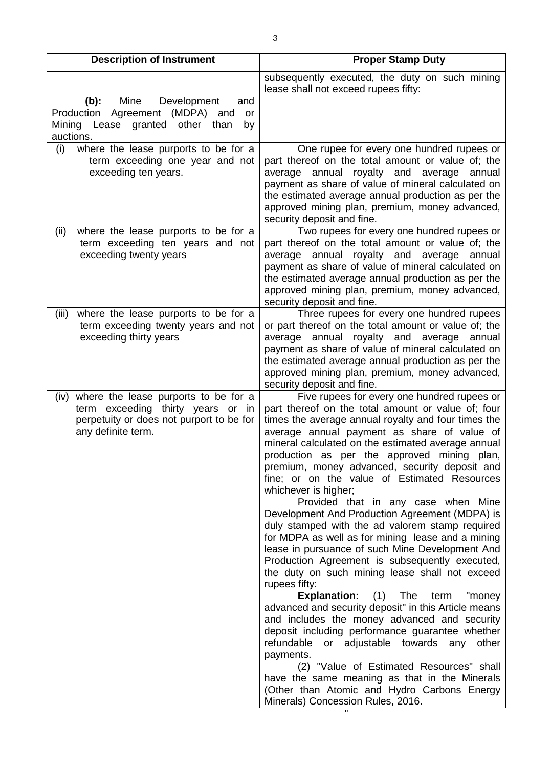| Description of Instrument | Proper Stamp Duty |
|---|---|
| | subsequently executed, the duty on such mining lease shall not exceed rupees fifty: |
| **(b):** Mine Development and Production Agreement (MDPA) and or Mining Lease granted other than by auctions. | |
| (i) where the lease purports to be for a term exceeding one year and not exceeding ten years. | One rupee for every one hundred rupees or part thereof on the total amount or value of; the average annual royalty and average annual payment as share of value of mineral calculated on the estimated average annual production as per the approved mining plan, premium, money advanced, security deposit and fine. |
| (ii) where the lease purports to be for a term exceeding ten years and not exceeding twenty years | Two rupees for every one hundred rupees or part thereof on the total amount or value of; the average annual royalty and average annual payment as share of value of mineral calculated on the estimated average annual production as per the approved mining plan, premium, money advanced, security deposit and fine. |
| (iii) where the lease purports to be for a term exceeding twenty years and not exceeding thirty years | Three rupees for every one hundred rupees or part thereof on the total amount or value of; the average annual royalty and average annual payment as share of value of mineral calculated on the estimated average annual production as per the approved mining plan, premium, money advanced, security deposit and fine. |
| (iv) where the lease purports to be for a term exceeding thirty years or in perpetuity or does not purport to be for any definite term. | Five rupees for every one hundred rupees or part thereof on the total amount or value of; four times the average annual royalty and four times the average annual payment as share of value of mineral calculated on the estimated average annual production as per the approved mining plan, premium, money advanced, security deposit and fine; or on the value of Estimated Resources whichever is higher;<br>Provided that in any case when Mine Development And Production Agreement (MDPA) is duly stamped with the ad valorem stamp required for MDPA as well as for mining lease and a mining lease in pursuance of such Mine Development And Production Agreement is subsequently executed, the duty on such mining lease shall not exceed rupees fifty:<br>**Explanation:** (1) The term "money advanced and security deposit" in this Article means and includes the money advanced and security deposit including performance guarantee whether refundable or adjustable towards any other payments.<br>(2) "Value of Estimated Resources" shall have the same meaning as that in the Minerals (Other than Atomic and Hydro Carbons Energy Minerals) Concession Rules, 2016. |

"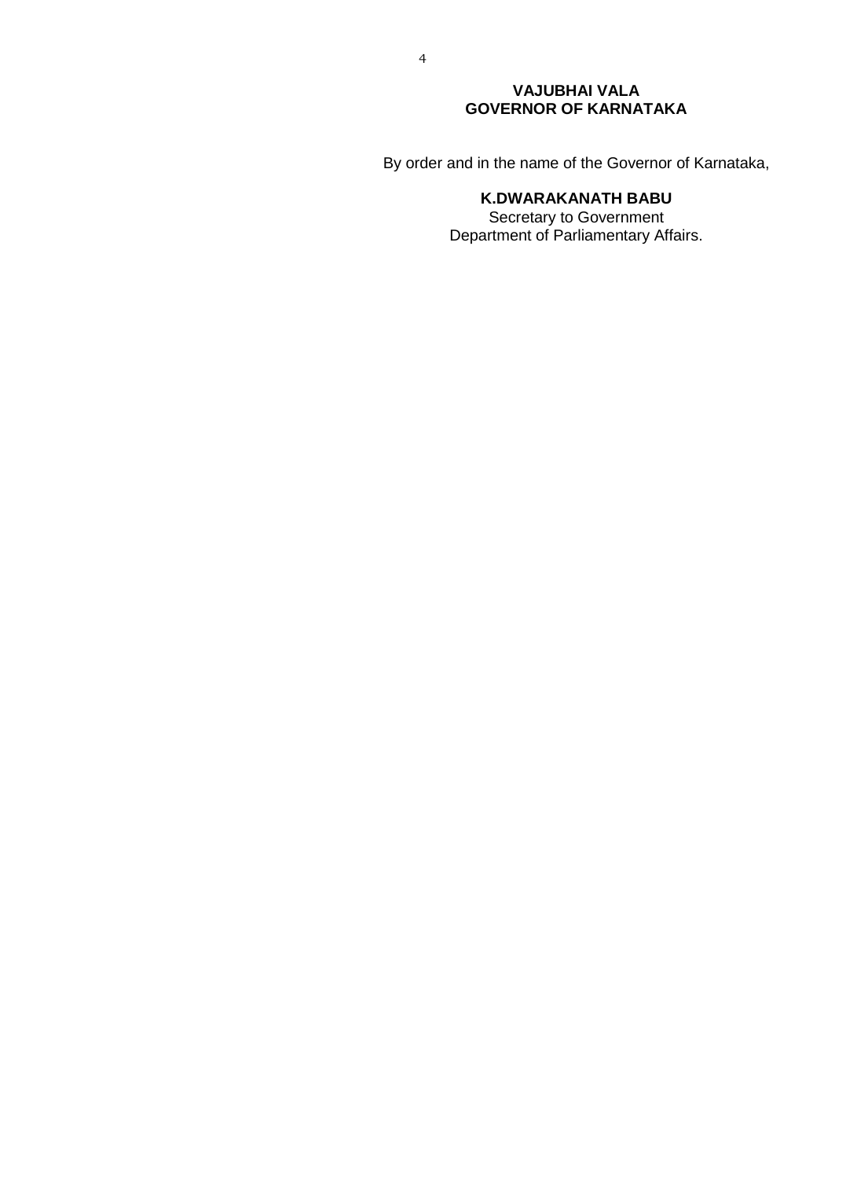**VAJUBHAI VALA**
**GOVERNOR OF KARNATAKA**

By order and in the name of the Governor of Karnataka,

**K.DWARAKANATH BABU**
Secretary to Government
Department of Parliamentary Affairs.